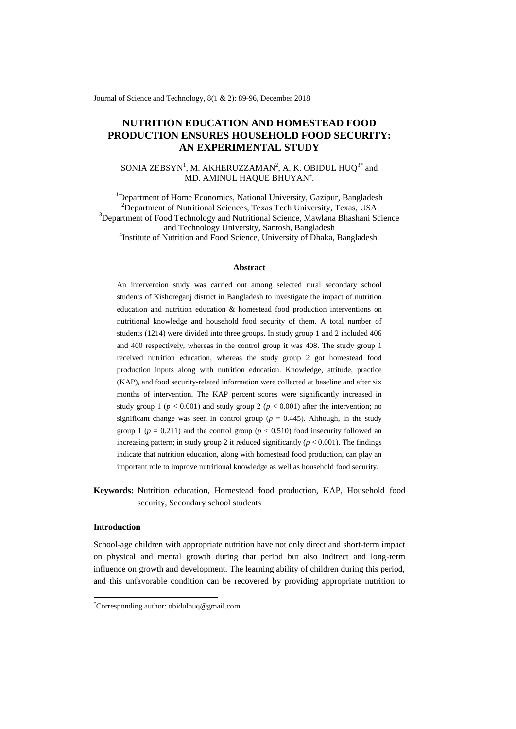# NUTRITION EDUCATION AND HOMESTEAD FOOD PRODUCTION ENSURES HOUSEHOLD FOOD SECURITY: AN EXPERIMENTAL STUDY

SONIA ZEBSYN[1], M. AKHERUZZAMAN[2], A. K. OBIDUL HUQ[3*] and MD. AMINUL HAQUE BHUYAN[4].

[1]Department of Home Economics, National University, Gazipur, Bangladesh
[2]Department of Nutritional Sciences, Texas Tech University, Texas, USA
[3]Department of Food Technology and Nutritional Science, Mawlana Bhashani Science and Technology University, Santosh, Bangladesh
[4]Institute of Nutrition and Food Science, University of Dhaka, Bangladesh.

## Abstract

An intervention study was carried out among selected rural secondary school students of Kishoreganj district in Bangladesh to investigate the impact of nutrition education and nutrition education & homestead food production interventions on nutritional knowledge and household food security of them. A total number of students (1214) were divided into three groups. In study group 1 and 2 included 406 and 400 respectively, whereas in the control group it was 408. The study group 1 received nutrition education, whereas the study group 2 got homestead food production inputs along with nutrition education. Knowledge, attitude, practice (KAP), and food security-related information were collected at baseline and after six months of intervention. The KAP percent scores were significantly increased in study group 1 ($p < 0.001$) and study group 2 ($p < 0.001$) after the intervention; no significant change was seen in control group ($p = 0.445$). Although, in the study group 1 ($p = 0.211$) and the control group ($p < 0.510$) food insecurity followed an increasing pattern; in study group 2 it reduced significantly ($p < 0.001$). The findings indicate that nutrition education, along with homestead food production, can play an important role to improve nutritional knowledge as well as household food security.

**Keywords:** Nutrition education, Homestead food production, KAP, Household food security, Secondary school students

### Introduction

School-age children with appropriate nutrition have not only direct and short-term impact on physical and mental growth during that period but also indirect and long-term influence on growth and development. The learning ability of children during this period, and this unfavorable condition can be recovered by providing appropriate nutrition to

*Corresponding author: obidulhuq@gmail.com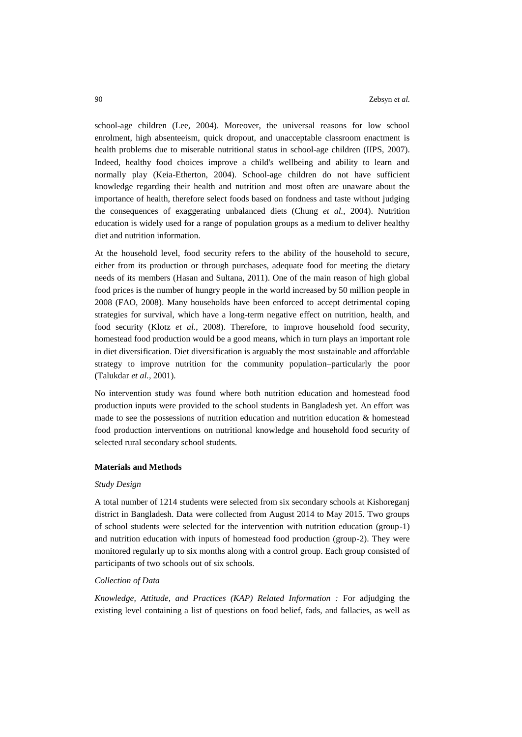school-age children (Lee, 2004). Moreover, the universal reasons for low school enrolment, high absenteeism, quick dropout, and unacceptable classroom enactment is health problems due to miserable nutritional status in school-age children (IIPS, 2007). Indeed, healthy food choices improve a child's wellbeing and ability to learn and normally play (Keia-Etherton, 2004). School-age children do not have sufficient knowledge regarding their health and nutrition and most often are unaware about the importance of health, therefore select foods based on fondness and taste without judging the consequences of exaggerating unbalanced diets (Chung *et al.,* 2004). Nutrition education is widely used for a range of population groups as a medium to deliver healthy diet and nutrition information.

At the household level, food security refers to the ability of the household to secure, either from its production or through purchases, adequate food for meeting the dietary needs of its members (Hasan and Sultana, 2011). One of the main reason of high global food prices is the number of hungry people in the world increased by 50 million people in 2008 (FAO, 2008). Many households have been enforced to accept detrimental coping strategies for survival, which have a long-term negative effect on nutrition, health, and food security (Klotz *et al.,* 2008). Therefore, to improve household food security, homestead food production would be a good means, which in turn plays an important role in diet diversification. Diet diversification is arguably the most sustainable and affordable strategy to improve nutrition for the community population–particularly the poor (Talukdar *et al.*, 2001).

No intervention study was found where both nutrition education and homestead food production inputs were provided to the school students in Bangladesh yet. An effort was made to see the possessions of nutrition education and nutrition education & homestead food production interventions on nutritional knowledge and household food security of selected rural secondary school students.

## Materials and Methods

### *Study Design*

A total number of 1214 students were selected from six secondary schools at Kishoreganj district in Bangladesh. Data were collected from August 2014 to May 2015. Two groups of school students were selected for the intervention with nutrition education (group-1) and nutrition education with inputs of homestead food production (group-2). They were monitored regularly up to six months along with a control group. Each group consisted of participants of two schools out of six schools.

### *Collection of Data*

*Knowledge, Attitude, and Practices (KAP) Related Information :* For adjudging the existing level containing a list of questions on food belief, fads, and fallacies, as well as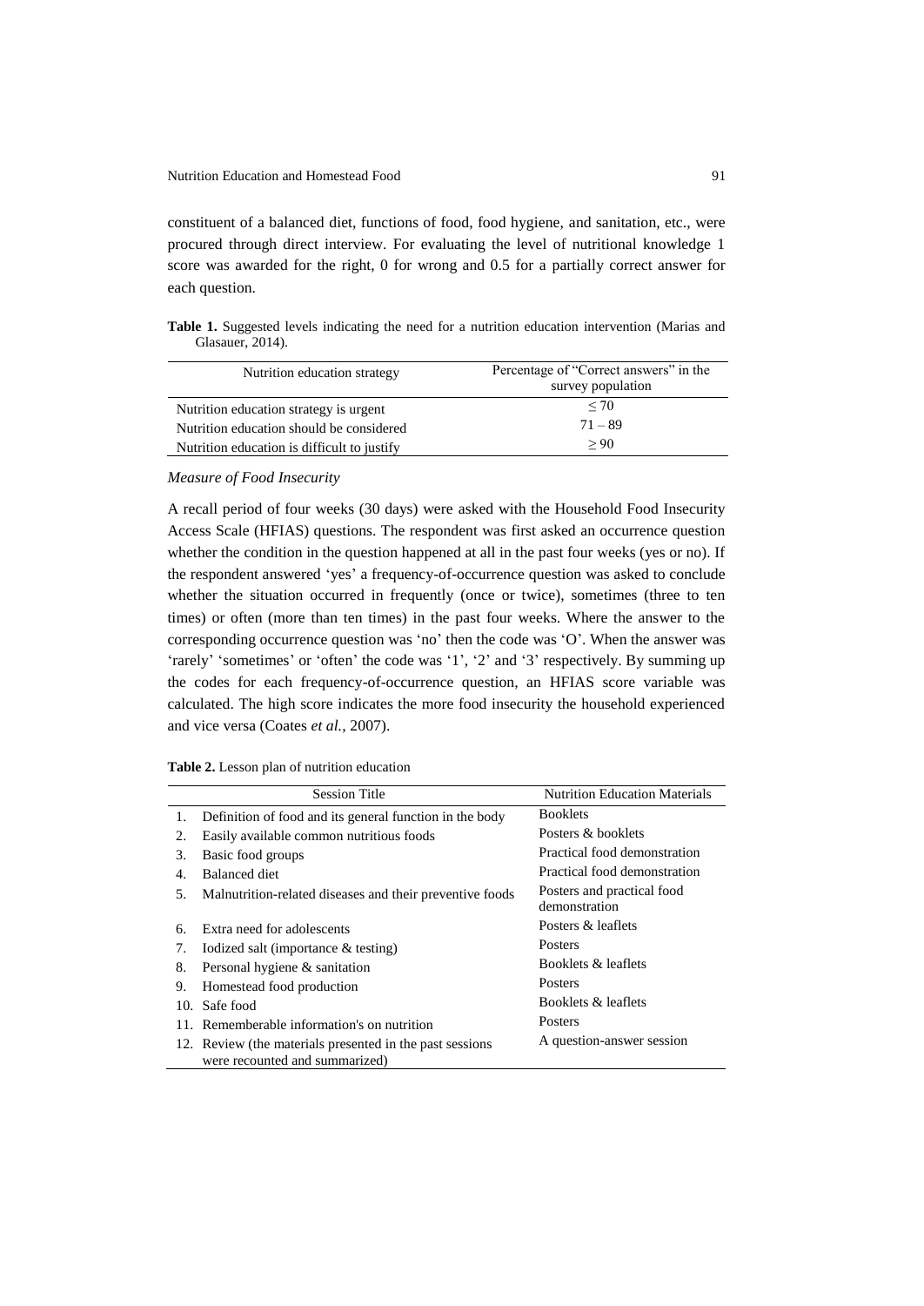constituent of a balanced diet, functions of food, food hygiene, and sanitation, etc., were procured through direct interview. For evaluating the level of nutritional knowledge 1 score was awarded for the right, 0 for wrong and 0.5 for a partially correct answer for each question.

**Table 1.** Suggested levels indicating the need for a nutrition education intervention (Marias and Glasauer, 2014).

| Nutrition education strategy | Percentage of "Correct answers" in the survey population |
|---|---|
| Nutrition education strategy is urgent | ≤ 70 |
| Nutrition education should be considered | 71 – 89 |
| Nutrition education is difficult to justify | ≥ 90 |

*Measure of Food Insecurity*

A recall period of four weeks (30 days) were asked with the Household Food Insecurity Access Scale (HFIAS) questions. The respondent was first asked an occurrence question whether the condition in the question happened at all in the past four weeks (yes or no). If the respondent answered 'yes' a frequency-of-occurrence question was asked to conclude whether the situation occurred in frequently (once or twice), sometimes (three to ten times) or often (more than ten times) in the past four weeks. Where the answer to the corresponding occurrence question was 'no' then the code was 'O'. When the answer was 'rarely' 'sometimes' or 'often' the code was '1', '2' and '3' respectively. By summing up the codes for each frequency-of-occurrence question, an HFIAS score variable was calculated. The high score indicates the more food insecurity the household experienced and vice versa (Coates *et al.*, 2007).

**Table 2.** Lesson plan of nutrition education

| | Session Title | Nutrition Education Materials |
|---|---|---|
| 1. | Definition of food and its general function in the body | Booklets |
| 2. | Easily available common nutritious foods | Posters & booklets |
| 3. | Basic food groups | Practical food demonstration |
| 4. | Balanced diet | Practical food demonstration |
| 5. | Malnutrition-related diseases and their preventive foods | Posters and practical food demonstration |
| 6. | Extra need for adolescents | Posters & leaflets |
| 7. | Iodized salt (importance & testing) | Posters |
| 8. | Personal hygiene & sanitation | Booklets & leaflets |
| 9. | Homestead food production | Posters |
| 10. | Safe food | Booklets & leaflets |
| 11. | Rememberable information's on nutrition | Posters |
| 12. | Review (the materials presented in the past sessions were recounted and summarized) | A question-answer session |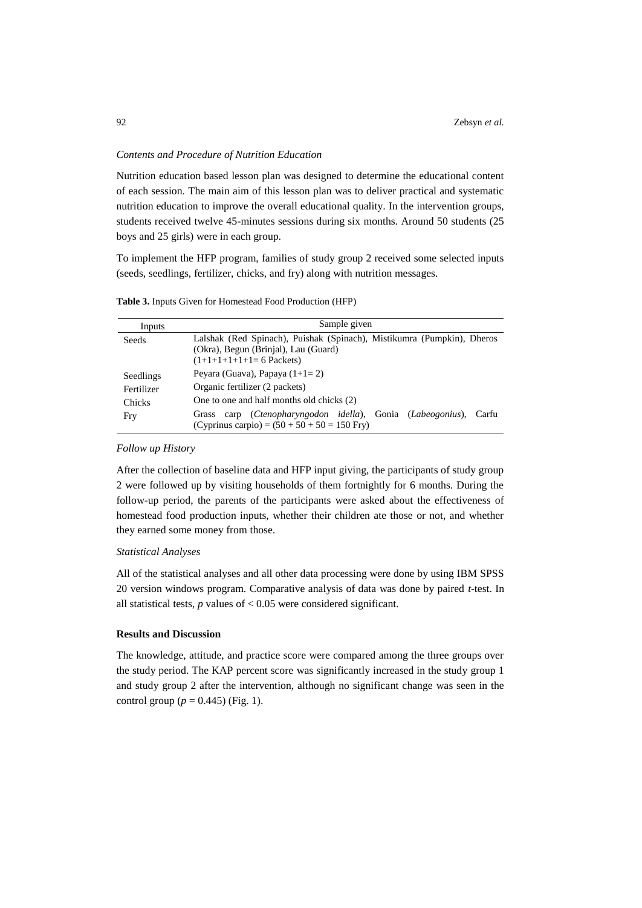*Contents and Procedure of Nutrition Education*

Nutrition education based lesson plan was designed to determine the educational content of each session. The main aim of this lesson plan was to deliver practical and systematic nutrition education to improve the overall educational quality. In the intervention groups, students received twelve 45-minutes sessions during six months. Around 50 students (25 boys and 25 girls) were in each group.

To implement the HFP program, families of study group 2 received some selected inputs (seeds, seedlings, fertilizer, chicks, and fry) along with nutrition messages.

**Table 3.** Inputs Given for Homestead Food Production (HFP)

| Inputs | Sample given |
|---|---|
| Seeds | Lalshak (Red Spinach), Puishak (Spinach), Mistikumra (Pumpkin), Dheros (Okra), Begun (Brinjal), Lau (Guard) (1+1+1+1+1+1= 6 Packets) |
| Seedlings | Peyara (Guava), Papaya (1+1= 2) |
| Fertilizer | Organic fertilizer (2 packets) |
| Chicks | One to one and half months old chicks (2) |
| Fry | Grass carp (*Ctenopharyngodon idella*), Gonia (*Labeogonius*), Carfu (Cyprinus carpio) = (50 + 50 + 50 = 150 Fry) |

*Follow up History*

After the collection of baseline data and HFP input giving, the participants of study group 2 were followed up by visiting households of them fortnightly for 6 months. During the follow-up period, the parents of the participants were asked about the effectiveness of homestead food production inputs, whether their children ate those or not, and whether they earned some money from those.

*Statistical Analyses*

All of the statistical analyses and all other data processing were done by using IBM SPSS 20 version windows program. Comparative analysis of data was done by paired *t*-test. In all statistical tests, $p$ values of $< 0.05$ were considered significant.

## Results and Discussion

The knowledge, attitude, and practice score were compared among the three groups over the study period. The KAP percent score was significantly increased in the study group 1 and study group 2 after the intervention, although no significant change was seen in the control group ($p = 0.445$) (Fig. 1).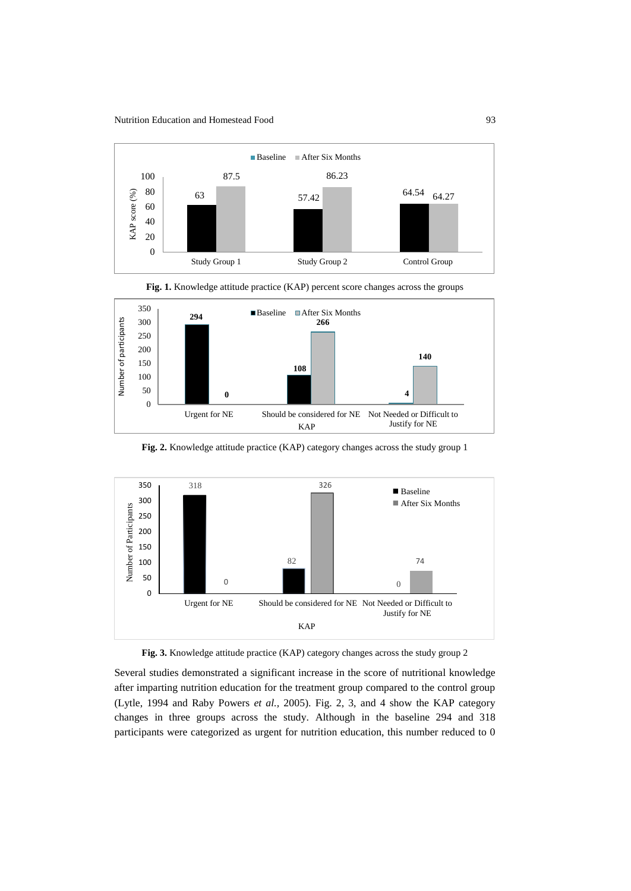**Fig. 1.** Knowledge attitude practice (KAP) percent score changes across the groups

**Fig. 2.** Knowledge attitude practice (KAP) category changes across the study group 1

**Fig. 3.** Knowledge attitude practice (KAP) category changes across the study group 2

Several studies demonstrated a significant increase in the score of nutritional knowledge after imparting nutrition education for the treatment group compared to the control group (Lytle, 1994 and Raby Powers *et al.,* 2005). Fig. 2, 3, and 4 show the KAP category changes in three groups across the study. Although in the baseline 294 and 318 participants were categorized as urgent for nutrition education, this number reduced to 0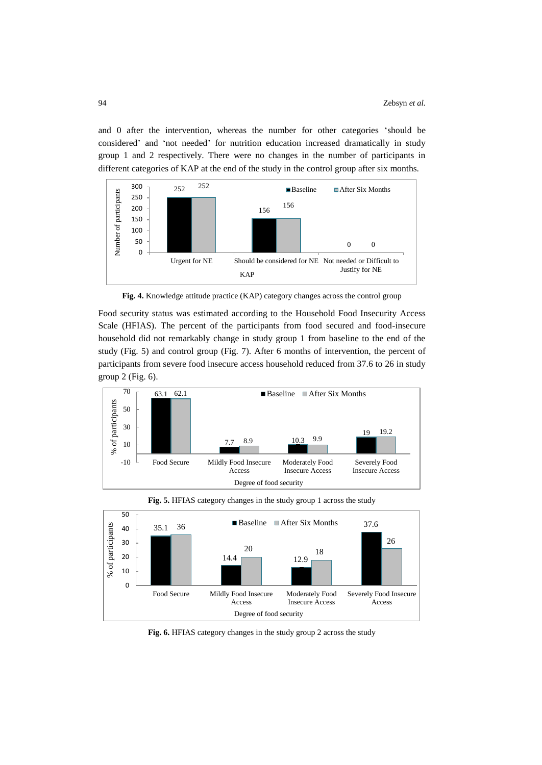and 0 after the intervention, whereas the number for other categories 'should be considered' and 'not needed' for nutrition education increased dramatically in study group 1 and 2 respectively. There were no changes in the number of participants in different categories of KAP at the end of the study in the control group after six months.

**Fig. 4.** Knowledge attitude practice (KAP) category changes across the control group

Food security status was estimated according to the Household Food Insecurity Access Scale (HFIAS). The percent of the participants from food secured and food-insecure household did not remarkably change in study group 1 from baseline to the end of the study (Fig. 5) and control group (Fig. 7). After 6 months of intervention, the percent of participants from severe food insecure access household reduced from 37.6 to 26 in study group 2 (Fig. 6).

**Fig. 5.** HFIAS category changes in the study group 1 across the study

**Fig. 6.** HFIAS category changes in the study group 2 across the study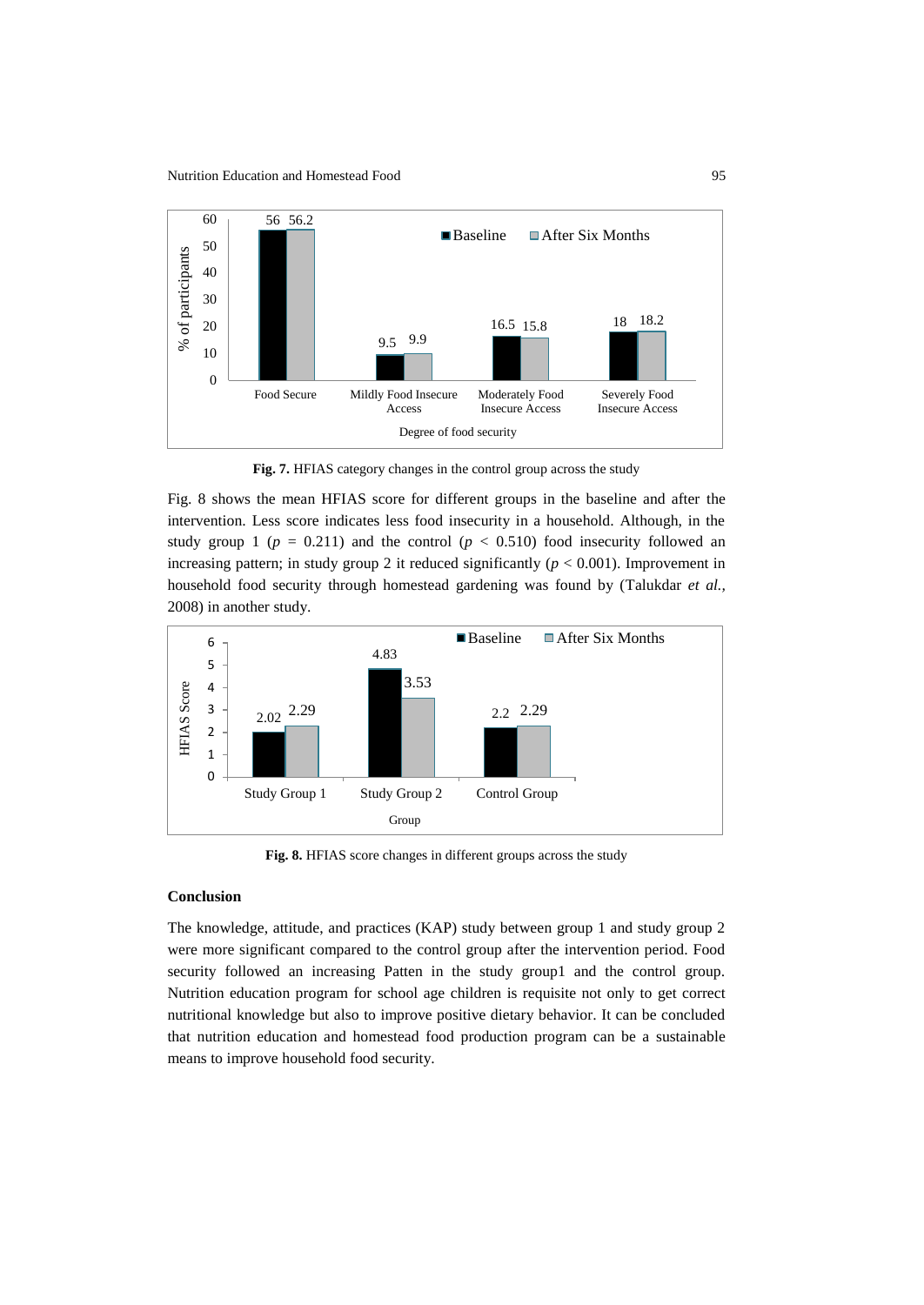**Fig. 7.** HFIAS category changes in the control group across the study

Fig. 8 shows the mean HFIAS score for different groups in the baseline and after the intervention. Less score indicates less food insecurity in a household. Although, in the study group 1 ($p$ = 0.211) and the control ($p$ < 0.510) food insecurity followed an increasing pattern; in study group 2 it reduced significantly ($p$ < 0.001). Improvement in household food security through homestead gardening was found by (Talukdar *et al.,* 2008) in another study.

**Fig. 8.** HFIAS score changes in different groups across the study

## Conclusion

The knowledge, attitude, and practices (KAP) study between group 1 and study group 2 were more significant compared to the control group after the intervention period. Food security followed an increasing Patten in the study group1 and the control group. Nutrition education program for school age children is requisite not only to get correct nutritional knowledge but also to improve positive dietary behavior. It can be concluded that nutrition education and homestead food production program can be a sustainable means to improve household food security.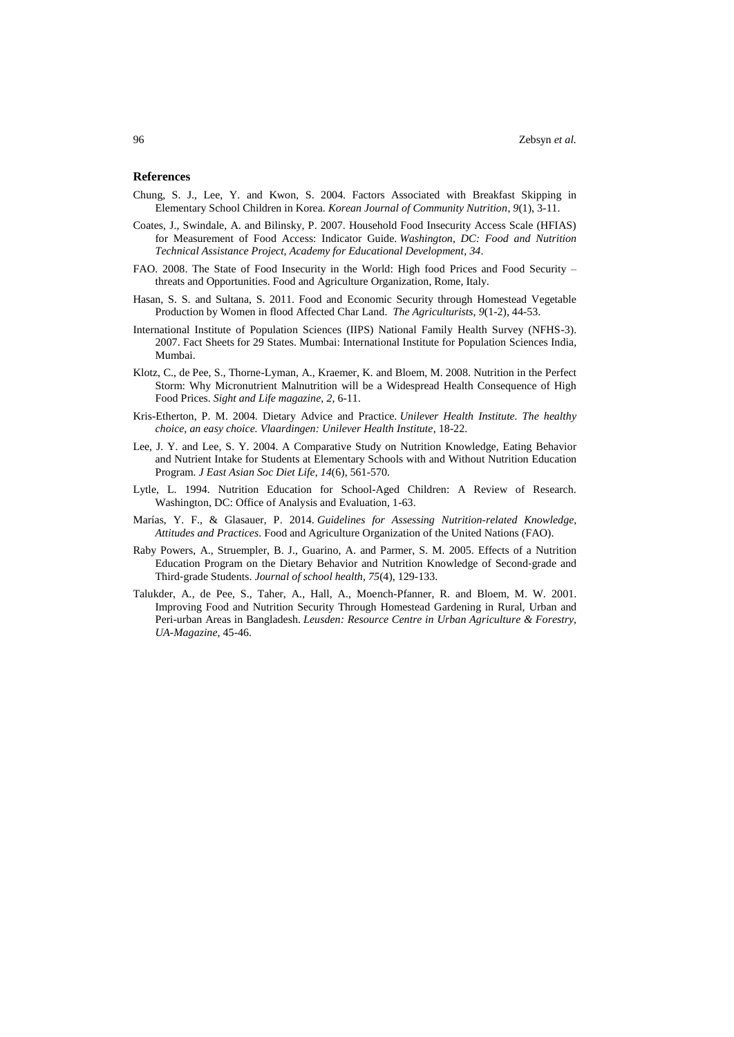## References

Chung, S. J., Lee, Y. and Kwon, S. 2004. Factors Associated with Breakfast Skipping in Elementary School Children in Korea. *Korean Journal of Community Nutrition*, *9*(1), 3-11.

Coates, J., Swindale, A. and Bilinsky, P. 2007. Household Food Insecurity Access Scale (HFIAS) for Measurement of Food Access: Indicator Guide. *Washington, DC: Food and Nutrition Technical Assistance Project, Academy for Educational Development*, *34*.

FAO. 2008. The State of Food Insecurity in the World: High food Prices and Food Security – threats and Opportunities. Food and Agriculture Organization, Rome, Italy.

Hasan, S. S. and Sultana, S. 2011. Food and Economic Security through Homestead Vegetable Production by Women in flood Affected Char Land. *The Agriculturists*, *9*(1-2), 44-53.

International Institute of Population Sciences (IIPS) National Family Health Survey (NFHS-3). 2007. Fact Sheets for 29 States. Mumbai: International Institute for Population Sciences India, Mumbai.

Klotz, C., de Pee, S., Thorne-Lyman, A., Kraemer, K. and Bloem, M. 2008. Nutrition in the Perfect Storm: Why Micronutrient Malnutrition will be a Widespread Health Consequence of High Food Prices. *Sight and Life magazine*, *2*, 6-11.

Kris-Etherton, P. M. 2004. Dietary Advice and Practice. *Unilever Health Institute. The healthy choice, an easy choice. Vlaardingen: Unilever Health Institute*, 18-22.

Lee, J. Y. and Lee, S. Y. 2004. A Comparative Study on Nutrition Knowledge, Eating Behavior and Nutrient Intake for Students at Elementary Schools with and Without Nutrition Education Program. *J East Asian Soc Diet Life*, *14*(6), 561-570.

Lytle, L. 1994. Nutrition Education for School-Aged Children: A Review of Research. Washington, DC: Office of Analysis and Evaluation, 1-63.

Marías, Y. F., & Glasauer, P. 2014. *Guidelines for Assessing Nutrition-related Knowledge, Attitudes and Practices*. Food and Agriculture Organization of the United Nations (FAO).

Raby Powers, A., Struempler, B. J., Guarino, A. and Parmer, S. M. 2005. Effects of a Nutrition Education Program on the Dietary Behavior and Nutrition Knowledge of Second-grade and Third-grade Students. *Journal of school health*, *75*(4), 129-133.

Talukder, A., de Pee, S., Taher, A., Hall, A., Moench-Pfanner, R. and Bloem, M. W. 2001. Improving Food and Nutrition Security Through Homestead Gardening in Rural, Urban and Peri-urban Areas in Bangladesh. *Leusden: Resource Centre in Urban Agriculture & Forestry, UA-Magazine*, 45-46.